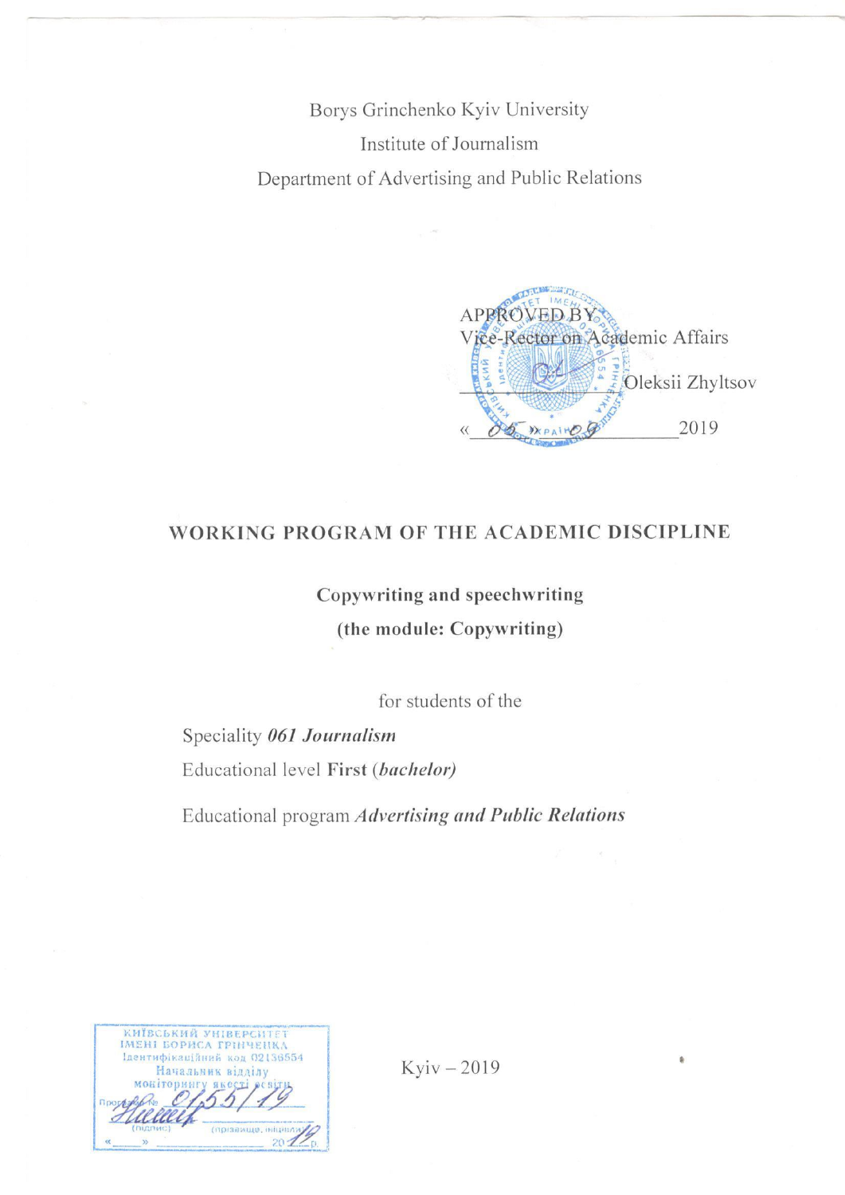Borys Grinchenko Kyiv University

Institute of Journalism

Department of Advertising and Public Relations

APPROVED BY

Vice-Rector on Academic Affairs

\_\_\_\_\_\_\_\_\_\_\_\_\_\_ Oleksii Zhyltsov

« 06 » 09 \_\_\_\_\_\_\_\_ 2019

# WORKING PROGRAM OF THE ACADEMIC DISCIPLINE

**Copywriting and speechwriting**

**(the module: Copywriting)**

for students of the

Speciality ***061 Journalism***

Educational level **First** (***bachelor)***

Educational program ***Advertising and Public Relations***

КИЇВСЬКИЙ УНІВЕРСИТЕТ ІМЕНІ БОРИСА ГРІНЧЕНКА
Ідентифікаційний код 02136554
Начальник відділу моніторингу якості освіти
Протокол № 0155/19
(підпис) (прізвище, ініціали)
« » 2019 р.

Kyiv – 2019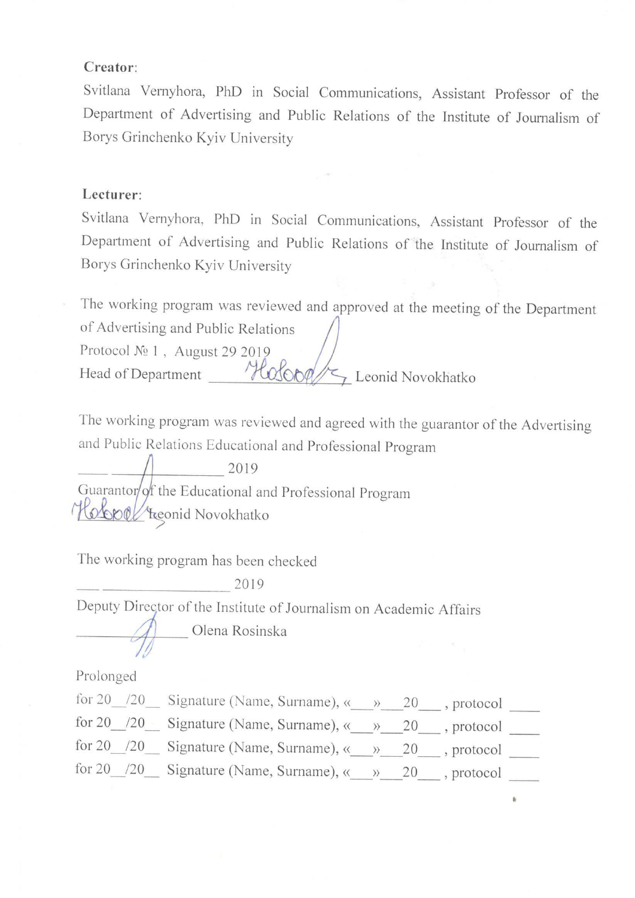**Creator**:

Svitlana Vernyhora, PhD in Social Communications, Assistant Professor of the Department of Advertising and Public Relations of the Institute of Journalism of Borys Grinchenko Kyiv University

**Lecturer**:

Svitlana Vernyhora, PhD in Social Communications, Assistant Professor of the Department of Advertising and Public Relations of the Institute of Journalism of Borys Grinchenko Kyiv University

The working program was reviewed and approved at the meeting of the Department of Advertising and Public Relations

Protocol № 1 , August 29 2019

Head of Department \_\_\_\_\_\_\_\_\_\_\_\_\_\_\_\_\_\_ Leonid Novokhatko

The working program was reviewed and agreed with the guarantor of the Advertising and Public Relations Educational and Professional Program

\_\_\_\_ \_\_\_\_\_\_\_\_\_\_\_\_\_\_ 2019

Guarantor of the Educational and Professional Program

\_\_\_\_\_\_\_\_\_\_ Leonid Novokhatko

The working program has been checked

\_\_\_ \_\_\_\_\_\_\_\_\_\_\_\_\_\_\_\_ 2019

Deputy Director of the Institute of Journalism on Academic Affairs

\_\_\_\_\_\_\_\_\_\_\_\_\_\_\_\_ Olena Rosinska

Prolonged

for 20\_\_/20\_\_ Signature (Name, Surname), «\_\_\_» \_\_\_20\_\_\_ , protocol \_\_\_\_

for 20\_\_/20\_\_ Signature (Name, Surname), «\_\_\_» \_\_\_20\_\_\_ , protocol \_\_\_\_

for 20\_\_/20\_\_ Signature (Name, Surname), «\_\_\_» \_\_\_20\_\_\_ , protocol \_\_\_\_

for 20\_\_/20\_\_ Signature (Name, Surname), «\_\_\_» \_\_\_20\_\_\_ , protocol \_\_\_\_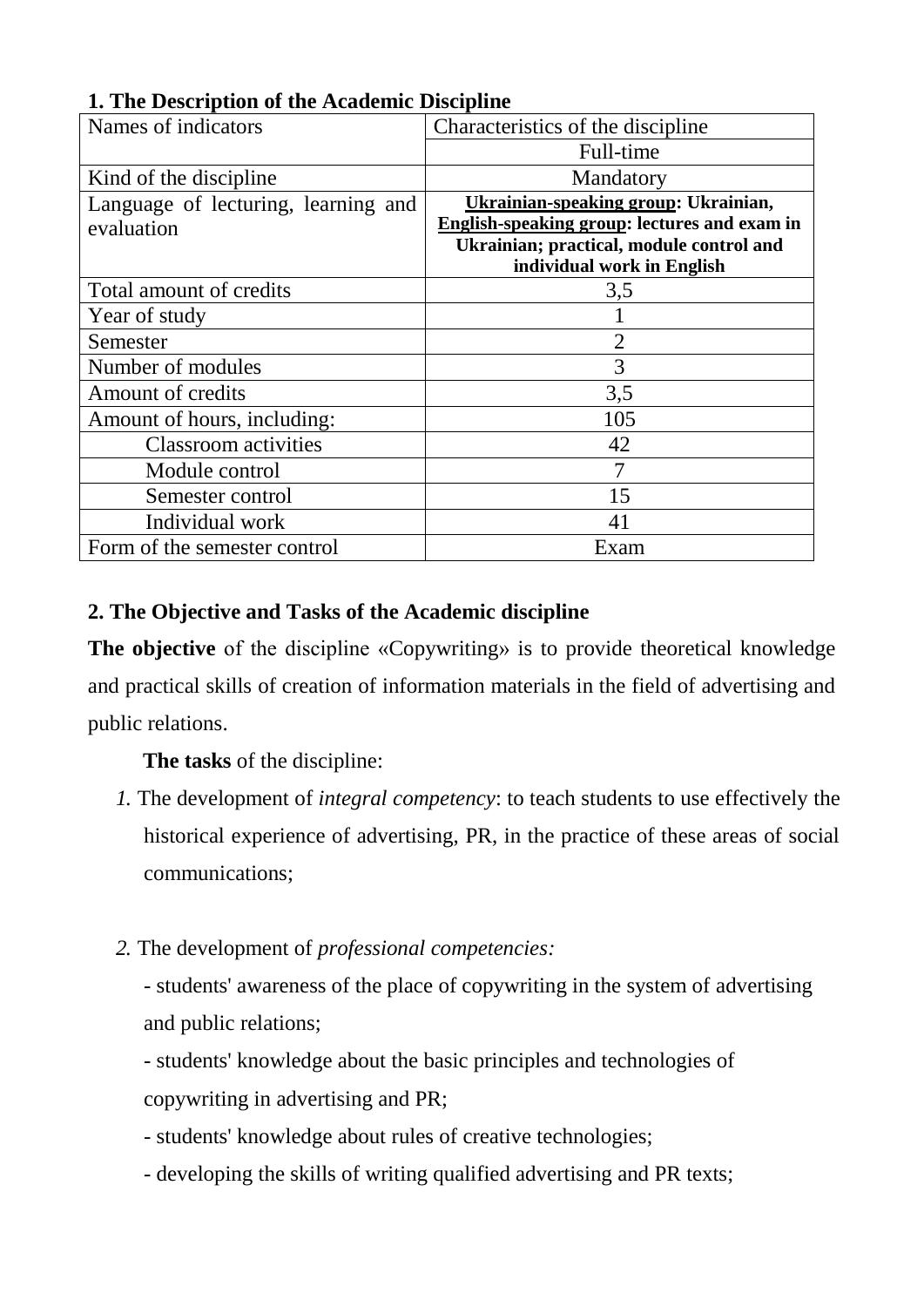## 1. The Description of the Academic Discipline

| Names of indicators | Characteristics of the discipline |
|---|---|
| | Full-time |
| Kind of the discipline | Mandatory |
| Language of lecturing, learning and evaluation | **Ukrainian-speaking group: Ukrainian, English-speaking group: lectures and exam in Ukrainian; practical, module control and individual work in English** |
| Total amount of credits | 3,5 |
| Year of study | 1 |
| Semester | 2 |
| Number of modules | 3 |
| Amount of credits | 3,5 |
| Amount of hours, including: | 105 |
| Classroom activities | 42 |
| Module control | 7 |
| Semester control | 15 |
| Individual work | 41 |
| Form of the semester control | Exam |

## 2. The Objective and Tasks of the Academic discipline

**The objective** of the discipline «Copywriting» is to provide theoretical knowledge and practical skills of creation of information materials in the field of advertising and public relations.

**The tasks** of the discipline:

1. The development of *integral competency*: to teach students to use effectively the historical experience of advertising, PR, in the practice of these areas of social communications;

2. The development of *professional competencies:*
   - students' awareness of the place of copywriting in the system of advertising and public relations;
   - students' knowledge about the basic principles and technologies of copywriting in advertising and PR;
   - students' knowledge about rules of creative technologies;
   - developing the skills of writing qualified advertising and PR texts;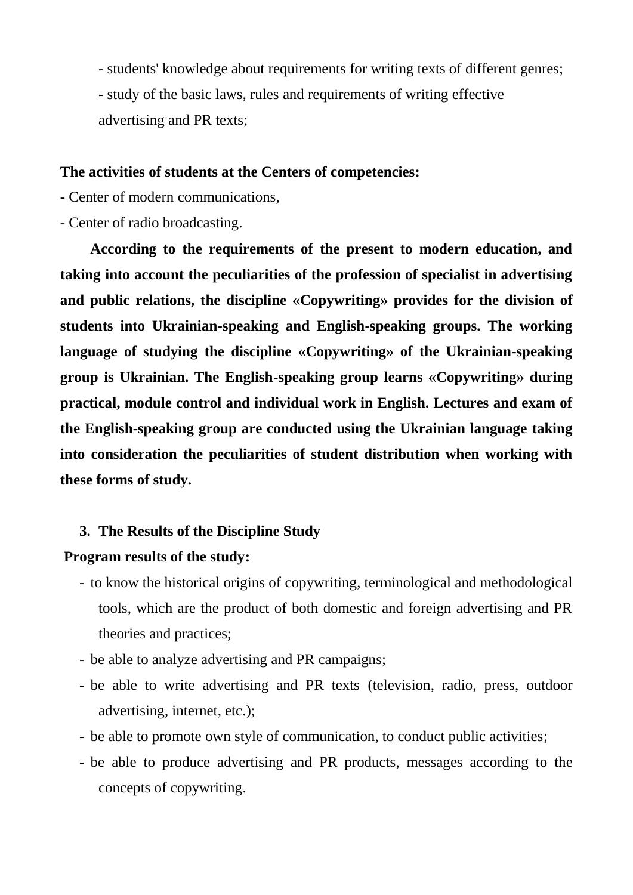- students' knowledge about requirements for writing texts of different genres;
- study of the basic laws, rules and requirements of writing effective advertising and PR texts;

**The activities of students at the Centers of competencies:**

- Center of modern communications,
- Center of radio broadcasting.

**According to the requirements of the present to modern education, and taking into account the peculiarities of the profession of specialist in advertising and public relations, the discipline «Copywriting» provides for the division of students into Ukrainian-speaking and English-speaking groups. The working language of studying the discipline «Copywriting» of the Ukrainian-speaking group is Ukrainian. The English-speaking group learns «Copywriting» during practical, module control and individual work in English. Lectures and exam of the English-speaking group are conducted using the Ukrainian language taking into consideration the peculiarities of student distribution when working with these forms of study.**

## 3. The Results of the Discipline Study

**Program results of the study:**

- to know the historical origins of copywriting, terminological and methodological tools, which are the product of both domestic and foreign advertising and PR theories and practices;
- be able to analyze advertising and PR campaigns;
- be able to write advertising and PR texts (television, radio, press, outdoor advertising, internet, etc.);
- be able to promote own style of communication, to conduct public activities;
- be able to produce advertising and PR products, messages according to the concepts of copywriting.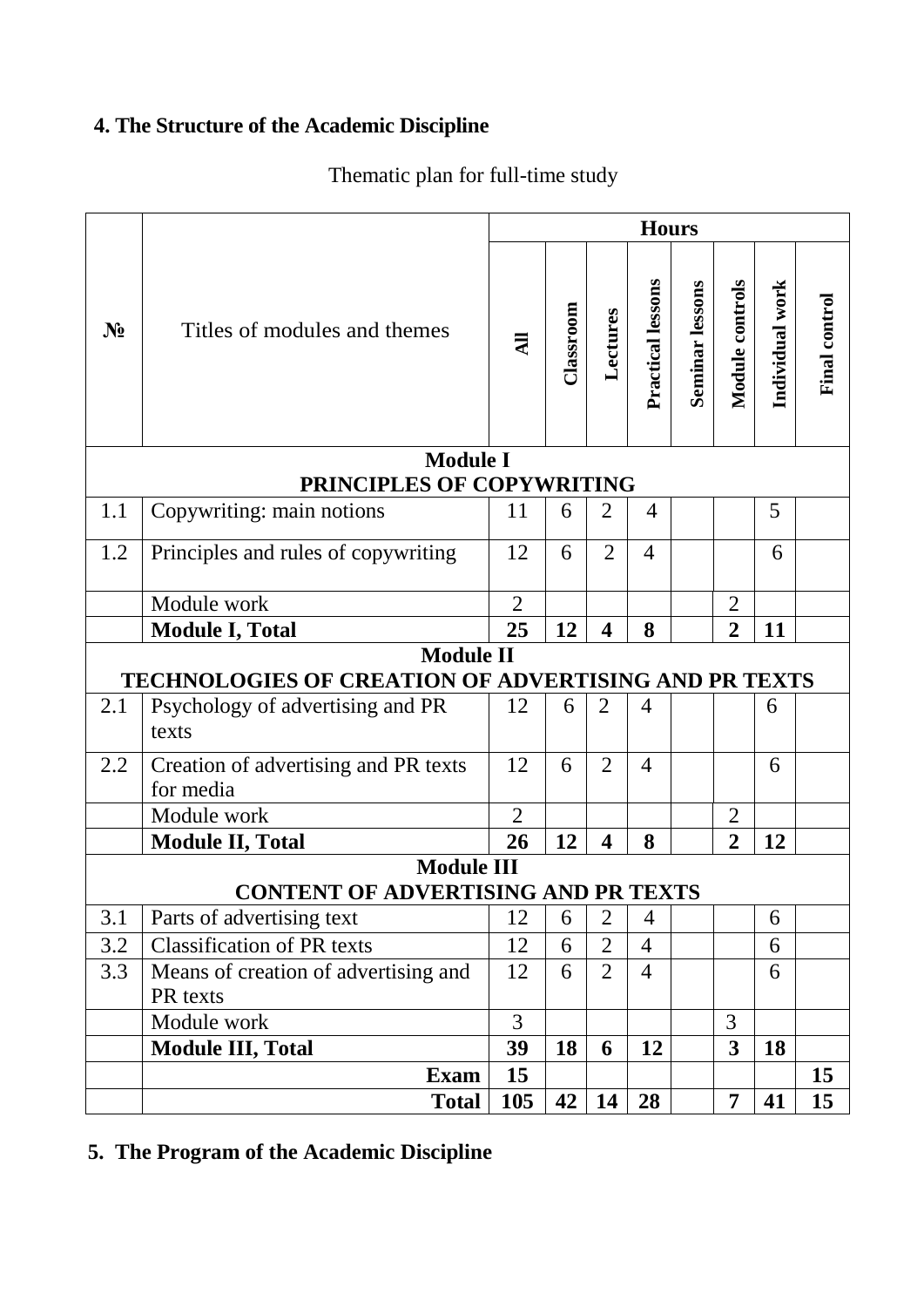## 4. The Structure of the Academic Discipline

Thematic plan for full-time study

| № | Titles of modules and themes | Hours | | | | | | | |
|---|---|---|---|---|---|---|---|---|---|
| | | All | Classroom | Lectures | Practical lessons | Seminar lessons | Module controls | Individual work | Final control |
| **Module I PRINCIPLES OF COPYWRITING** | | | | | | | | | |
| 1.1 | Copywriting: main notions | 11 | 6 | 2 | 4 | | | 5 | |
| 1.2 | Principles and rules of copywriting | 12 | 6 | 2 | 4 | | | 6 | |
| | Module work | 2 | | | | | 2 | | |
| | **Module I, Total** | **25** | **12** | **4** | **8** | | **2** | **11** | |
| **Module II TECHNOLOGIES OF CREATION OF ADVERTISING AND PR TEXTS** | | | | | | | | | |
| 2.1 | Psychology of advertising and PR texts | 12 | 6 | 2 | 4 | | | 6 | |
| 2.2 | Creation of advertising and PR texts for media | 12 | 6 | 2 | 4 | | | 6 | |
| | Module work | 2 | | | | | 2 | | |
| | **Module II, Total** | **26** | **12** | **4** | **8** | | **2** | **12** | |
| **Module III CONTENT OF ADVERTISING AND PR TEXTS** | | | | | | | | | |
| 3.1 | Parts of advertising text | 12 | 6 | 2 | 4 | | | 6 | |
| 3.2 | Classification of PR texts | 12 | 6 | 2 | 4 | | | 6 | |
| 3.3 | Means of creation of advertising and PR texts | 12 | 6 | 2 | 4 | | | 6 | |
| | Module work | 3 | | | | | 3 | | |
| | **Module III, Total** | **39** | **18** | **6** | **12** | | **3** | **18** | |
| | **Exam** | **15** | | | | | | | **15** |
| | **Total** | **105** | **42** | **14** | **28** | | **7** | **41** | **15** |

## 5. The Program of the Academic Discipline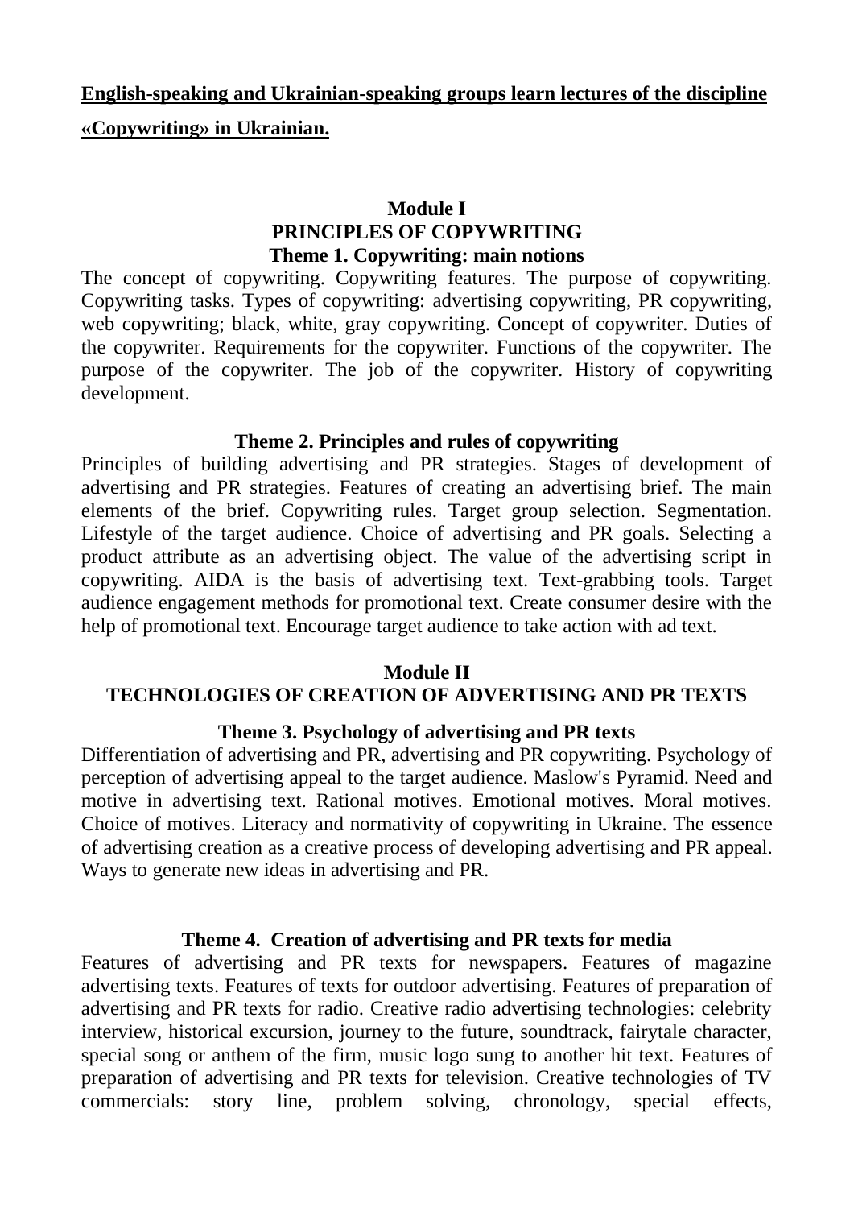**English-speaking and Ukrainian-speaking groups learn lectures of the discipline «Copywriting» in Ukrainian.**

## Module I
## PRINCIPLES OF COPYWRITING

### Theme 1. Copywriting: main notions

The concept of copywriting. Copywriting features. The purpose of copywriting. Copywriting tasks. Types of copywriting: advertising copywriting, PR copywriting, web copywriting; black, white, gray copywriting. Concept of copywriter. Duties of the copywriter. Requirements for the copywriter. Functions of the copywriter. The purpose of the copywriter. The job of the copywriter. History of copywriting development.

### Theme 2. Principles and rules of copywriting

Principles of building advertising and PR strategies. Stages of development of advertising and PR strategies. Features of creating an advertising brief. The main elements of the brief. Copywriting rules. Target group selection. Segmentation. Lifestyle of the target audience. Choice of advertising and PR goals. Selecting a product attribute as an advertising object. The value of the advertising script in copywriting. AIDA is the basis of advertising text. Text-grabbing tools. Target audience engagement methods for promotional text. Create consumer desire with the help of promotional text. Encourage target audience to take action with ad text.

## Module II
## TECHNOLOGIES OF CREATION OF ADVERTISING AND PR TEXTS

### Theme 3. Psychology of advertising and PR texts

Differentiation of advertising and PR, advertising and PR copywriting. Psychology of perception of advertising appeal to the target audience. Maslow's Pyramid. Need and motive in advertising text. Rational motives. Emotional motives. Moral motives. Choice of motives. Literacy and normativity of copywriting in Ukraine. The essence of advertising creation as a creative process of developing advertising and PR appeal. Ways to generate new ideas in advertising and PR.

### Theme 4. Creation of advertising and PR texts for media

Features of advertising and PR texts for newspapers. Features of magazine advertising texts. Features of texts for outdoor advertising. Features of preparation of advertising and PR texts for radio. Creative radio advertising technologies: celebrity interview, historical excursion, journey to the future, soundtrack, fairytale character, special song or anthem of the firm, music logo sung to another hit text. Features of preparation of advertising and PR texts for television. Creative technologies of TV commercials: story line, problem solving, chronology, special effects,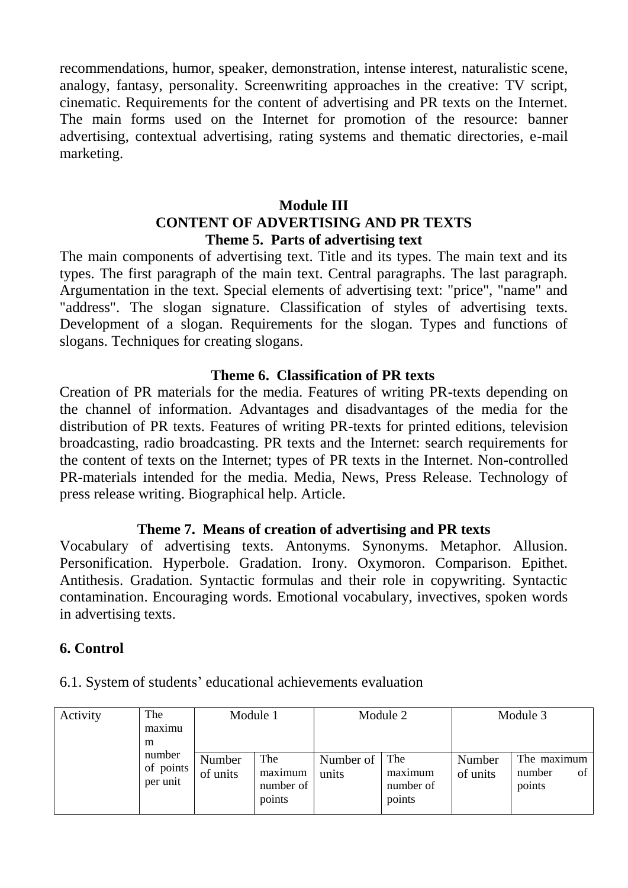recommendations, humor, speaker, demonstration, intense interest, naturalistic scene, analogy, fantasy, personality. Screenwriting approaches in the creative: TV script, cinematic. Requirements for the content of advertising and PR texts on the Internet. The main forms used on the Internet for promotion of the resource: banner advertising, contextual advertising, rating systems and thematic directories, e-mail marketing.

## Module III
## CONTENT OF ADVERTISING AND PR TEXTS

### Theme 5. Parts of advertising text

The main components of advertising text. Title and its types. The main text and its types. The first paragraph of the main text. Central paragraphs. The last paragraph. Argumentation in the text. Special elements of advertising text: "price", "name" and "address". The slogan signature. Classification of styles of advertising texts. Development of a slogan. Requirements for the slogan. Types and functions of slogans. Techniques for creating slogans.

### Theme 6. Classification of PR texts

Creation of PR materials for the media. Features of writing PR-texts depending on the channel of information. Advantages and disadvantages of the media for the distribution of PR texts. Features of writing PR-texts for printed editions, television broadcasting, radio broadcasting. PR texts and the Internet: search requirements for the content of texts on the Internet; types of PR texts in the Internet. Non-controlled PR-materials intended for the media. Media, News, Press Release. Technology of press release writing. Biographical help. Article.

### Theme 7. Means of creation of advertising and PR texts

Vocabulary of advertising texts. Antonyms. Synonyms. Metaphor. Allusion. Personification. Hyperbole. Gradation. Irony. Oxymoron. Comparison. Epithet. Antithesis. Gradation. Syntactic formulas and their role in copywriting. Syntactic contamination. Encouraging words. Emotional vocabulary, invectives, spoken words in advertising texts.

## 6. Control

6.1. System of students' educational achievements evaluation

| Activity | The maximum number of points per unit | Module 1 | | Module 2 | | Module 3 | |
|---|---|---|---|---|---|---|---|
| | | Number of units | The maximum number of points | Number of units | The maximum number of points | Number of units | The maximum number of points |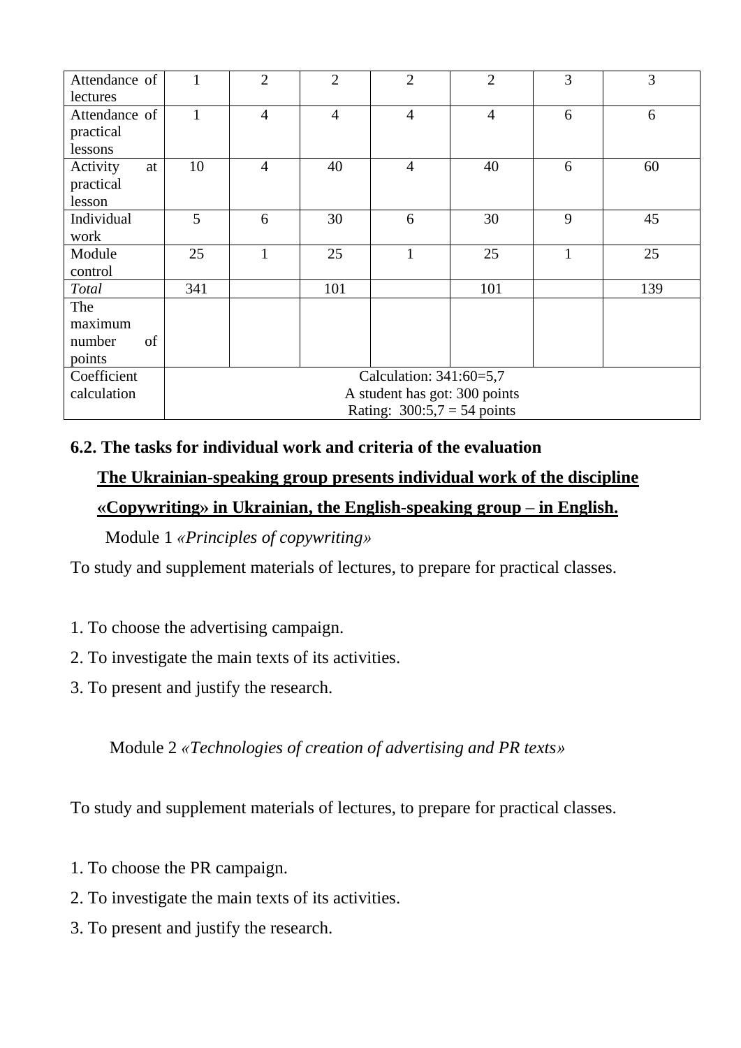| Attendance of lectures | 1 | 2 | 2 | 2 | 2 | 3 | 3 |
|---|---|---|---|---|---|---|---|
| Attendance of practical lessons | 1 | 4 | 4 | 4 | 4 | 6 | 6 |
| Activity at practical lesson | 10 | 4 | 40 | 4 | 40 | 6 | 60 |
| Individual work | 5 | 6 | 30 | 6 | 30 | 9 | 45 |
| Module control | 25 | 1 | 25 | 1 | 25 | 1 | 25 |
| *Total* | 341 | | 101 | | 101 | | 139 |
| The maximum number of points | | | | | | | |
| Coefficient calculation | Calculation: 341:60=5,7<br>A student has got: 300 points<br>Rating: 300:5,7 = 54 points | | | | | | |

**6.2. The tasks for individual work and criteria of the evaluation**

**The Ukrainian-speaking group presents individual work of the discipline «Copywriting» in Ukrainian, the English-speaking group – in English.**

Module 1 *«Principles of copywriting»*

To study and supplement materials of lectures, to prepare for practical classes.

1. To choose the advertising campaign.
2. To investigate the main texts of its activities.
3. To present and justify the research.

Module 2 *«Technologies of creation of advertising and PR texts»*

To study and supplement materials of lectures, to prepare for practical classes.

1. To choose the PR campaign.
2. To investigate the main texts of its activities.
3. To present and justify the research.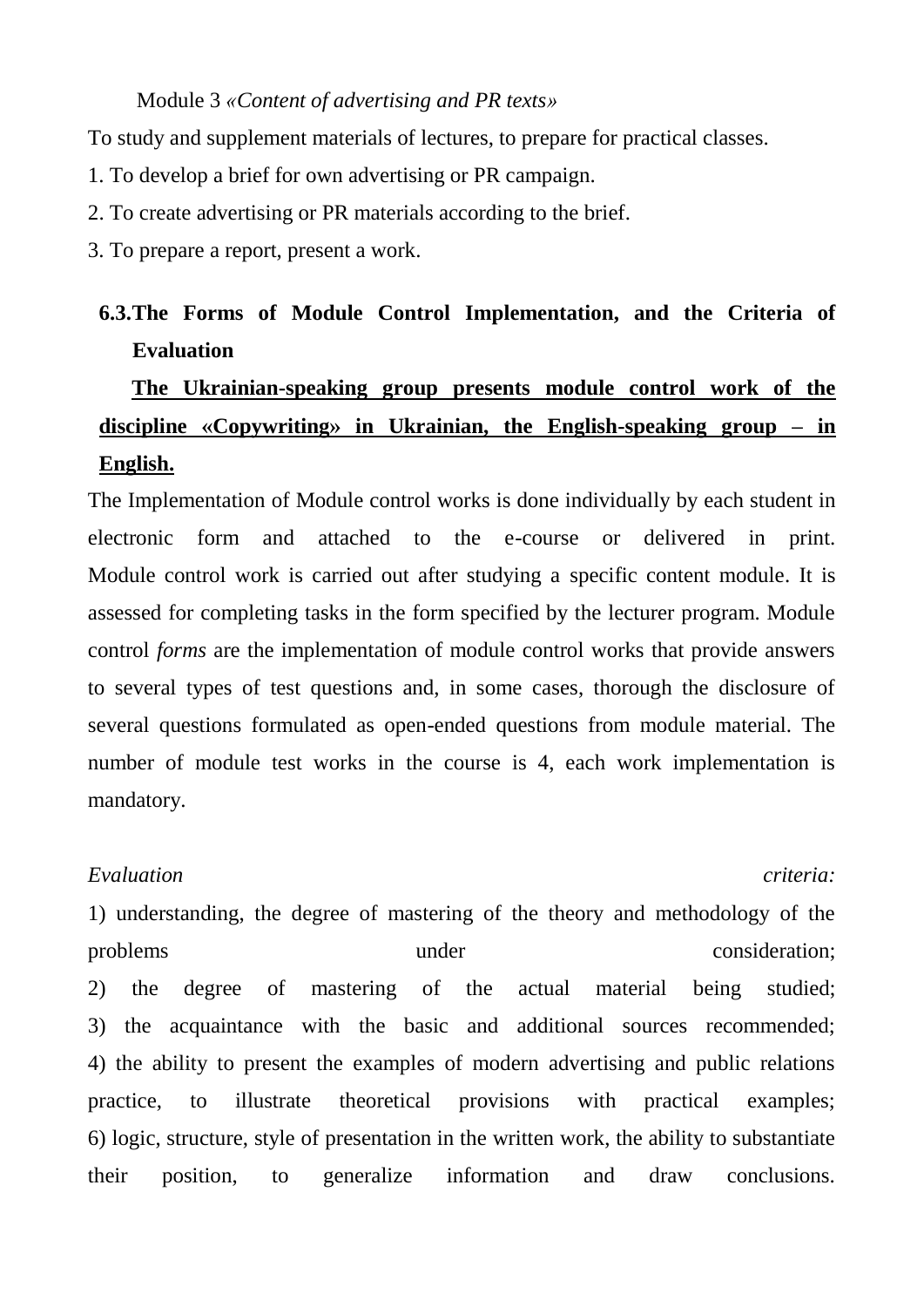Module 3 *«Content of advertising and PR texts»*

To study and supplement materials of lectures, to prepare for practical classes.

1. To develop a brief for own advertising or PR campaign.
2. To create advertising or PR materials according to the brief.
3. To prepare a report, present a work.

### 6.3. The Forms of Module Control Implementation, and the Criteria of Evaluation

**The Ukrainian-speaking group presents module control work of the discipline «Copywriting» in Ukrainian, the English-speaking group – in English.**

The Implementation of Module control works is done individually by each student in electronic form and attached to the e-course or delivered in print. Module control work is carried out after studying a specific content module. It is assessed for completing tasks in the form specified by the lecturer program. Module control *forms* are the implementation of module control works that provide answers to several types of test questions and, in some cases, thorough the disclosure of several questions formulated as open-ended questions from module material. The number of module test works in the course is 4, each work implementation is mandatory.

*Evaluation criteria:*

1) understanding, the degree of mastering of the theory and methodology of the problems under consideration;
2) the degree of mastering of the actual material being studied;
3) the acquaintance with the basic and additional sources recommended;
4) the ability to present the examples of modern advertising and public relations practice, to illustrate theoretical provisions with practical examples;
6) logic, structure, style of presentation in the written work, the ability to substantiate their position, to generalize information and draw conclusions.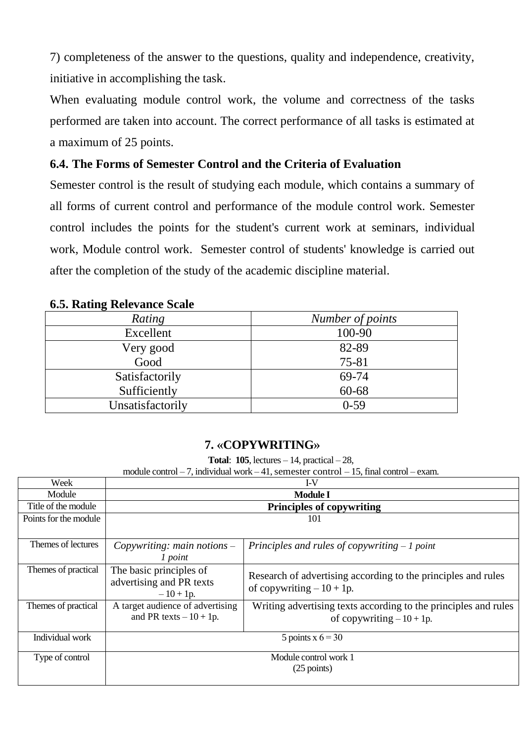7) completeness of the answer to the questions, quality and independence, creativity, initiative in accomplishing the task.

When evaluating module control work, the volume and correctness of the tasks performed are taken into account. The correct performance of all tasks is estimated at a maximum of 25 points.

### 6.4. The Forms of Semester Control and the Criteria of Evaluation

Semester control is the result of studying each module, which contains a summary of all forms of current control and performance of the module control work. Semester control includes the points for the student's current work at seminars, individual work, Module control work. Semester control of students' knowledge is carried out after the completion of the study of the academic discipline material.

### 6.5. Rating Relevance Scale

| *Rating* | *Number of points* |
|---|---|
| Excellent | 100-90 |
| Very good<br>Good | 82-89<br>75-81 |
| Satisfactorily<br>Sufficiently | 69-74<br>60-68 |
| Unsatisfactorily | 0-59 |

## 7. «COPYWRITING»

**Total**: **105**, lectures – 14, practical – 28,
module control – 7, individual work – 41, semester control – 15, final control – exam.

| Week | I-V | |
|---|---|---|
| Module | **Module I** | |
| Title of the module | **Principles of copywriting** | |
| Points for the module | 101 | |
| Themes of lectures | *Copywriting: main notions – 1 point* | *Principles and rules of copywriting – 1 point* |
| Themes of practical | The basic principles of advertising and PR texts – 10 + 1p. | Research of advertising according to the principles and rules of copywriting – 10 + 1p. |
| Themes of practical | A target audience of advertising and PR texts – 10 + 1p. | Writing advertising texts according to the principles and rules of copywriting – 10 + 1p. |
| Individual work | 5 points x 6 = 30 | |
| Type of control | Module control work 1<br>(25 points) | |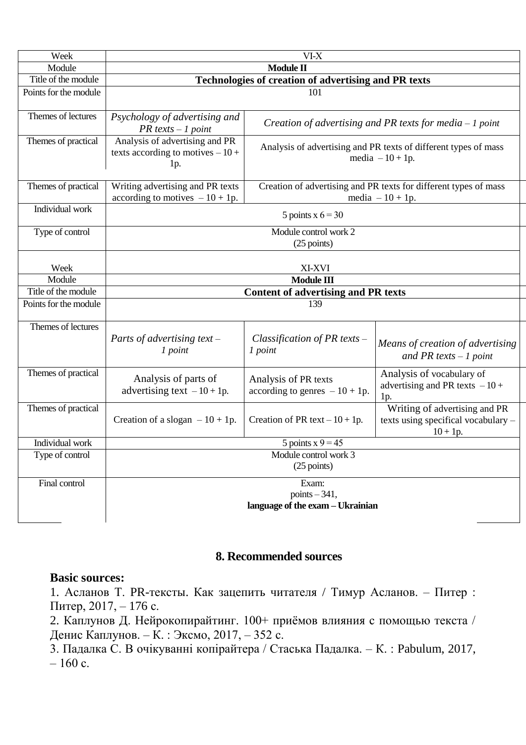| Week | VI-X | | |
|---|---|---|---|
| Module | **Module II** | | |
| Title of the module | **Technologies of creation of advertising and PR texts** | | |
| Points for the module | 101 | | |
| Themes of lectures | *Psychology of advertising and PR texts – 1 point* | *Creation of advertising and PR texts for media – 1 point* | |
| Themes of practical | Analysis of advertising and PR texts according to motives – 10 + 1p. | Analysis of advertising and PR texts of different types of mass media – 10 + 1p. | |
| Themes of practical | Writing advertising and PR texts according to motives – 10 + 1p. | Creation of advertising and PR texts for different types of mass media – 10 + 1p. | |
| Individual work | 5 points x 6 = 30 | | |
| Type of control | Module control work 2 (25 points) | | |
| Week | XI-XVI | | |
| Module | **Module III** | | |
| Title of the module | **Content of advertising and PR texts** | | |
| Points for the module | 139 | | |
| Themes of lectures | *Parts of advertising text – 1 point* | *Classification of PR texts – 1 point* | *Means of creation of advertising and PR texts – 1 point* |
| Themes of practical | Analysis of parts of advertising text – 10 + 1p. | Analysis of PR texts according to genres – 10 + 1p. | Analysis of vocabulary of advertising and PR texts – 10 + 1p. |
| Themes of practical | Creation of a slogan – 10 + 1p. | Creation of PR text – 10 + 1p. | Writing of advertising and PR texts using specifical vocabulary – 10 + 1p. |
| Individual work | 5 points x 9 = 45 | | |
| Type of control | Module control work 3 (25 points) | | |
| Final control | Exam: points – 341, **language of the exam – Ukrainian** | | |

## 8. Recommended sources

**Basic sources:**

1. Асланов Т. PR-тексты. Как зацепить читателя / Тимур Асланов. – Питер : Питер, 2017, – 176 с.
2. Каплунов Д. Нейрокопирайтинг. 100+ приёмов влияния с помощью текста / Денис Каплунов. – К. : Эксмо, 2017, – 352 с.
3. Падалка С. В очікуванні копірайтера / Стаська Падалка. – К. : Pabulum, 2017, – 160 с.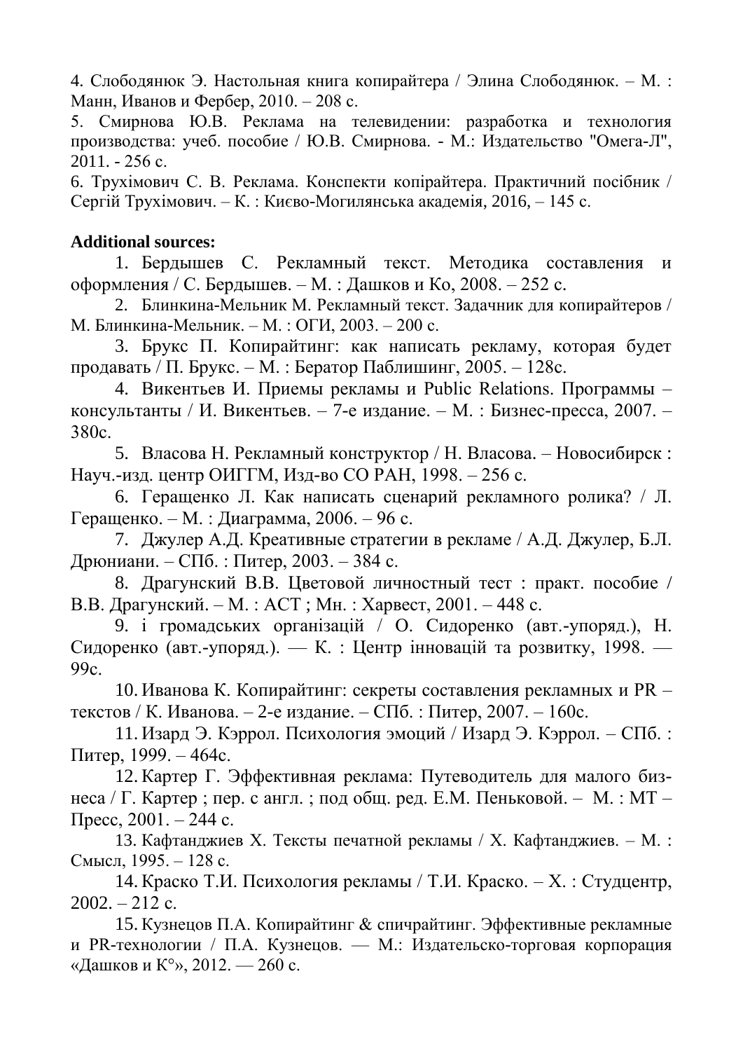4. Слободянюк Э. Настольная книга копирайтера / Элина Слободянюк. – М. : Манн, Иванов и Фербер, 2010. – 208 с.
5. Смирнова Ю.В. Реклама на телевидении: разработка и технология производства: учеб. пособие / Ю.В. Смирнова. - М.: Издательство "Омега-Л", 2011. - 256 с.
6. Трухімович С. В. Реклама. Конспекти копірайтера. Практичний посібник / Сергій Трухімович. – К. : Києво-Могилянська академія, 2016, – 145 с.

**Additional sources:**

1. Бердышев С. Рекламный текст. Методика составления и оформления / С. Бердышев. – М. : Дашков и Ко, 2008. – 252 с.
2. Блинкина-Мельник М. Рекламный текст. Задачник для копирайтеров / М. Блинкина-Мельник. – М. : ОГИ, 2003. – 200 с.
3. Брукс П. Копирайтинг: как написать рекламу, которая будет продавать / П. Брукс. – М. : Бератор Паблишинг, 2005. – 128с.
4. Викентьев И. Приемы рекламы и Public Relations. Программы – консультанты / И. Викентьев. – 7-е издание. – М. : Бизнес-пресса, 2007. – 380с.
5. Власова Н. Рекламный конструктор / Н. Власова. – Новосибирск : Науч.-изд. центр ОИГГМ, Изд-во СО РАН, 1998. – 256 с.
6. Геращенко Л. Как написать сценарий рекламного ролика? / Л. Геращенко. – М. : Диаграмма, 2006. – 96 с.
7. Джулер А.Д. Креативные стратегии в рекламе / А.Д. Джулер, Б.Л. Дрюниани. – СПб. : Питер, 2003. – 384 с.
8. Драгунский В.В. Цветовой личностный тест : практ. пособие / В.В. Драгунский. – М. : АСТ ; Мн. : Харвест, 2001. – 448 с.
9. і громадських організацій / О. Сидоренко (авт.-упоряд.), Н. Сидоренко (авт.-упоряд.). — К. : Центр інновацій та розвитку, 1998. — 99с.
10. Иванова К. Копирайтинг: секреты составления рекламных и PR – текстов / К. Иванова. – 2-е издание. – СПб. : Питер, 2007. – 160с.
11. Изард Э. Кэррол. Психология эмоций / Изард Э. Кэррол. – СПб. : Питер, 1999. – 464с.
12. Картер Г. Эффективная реклама: Путеводитель для малого бизнеса / Г. Картер ; пер. с англ. ; под общ. ред. Е.М. Пеньковой. – М. : МТ – Пресс, 2001. – 244 с.
13. Кафтанджиев Х. Тексты печатной рекламы / Х. Кафтанджиев. – М. : Смысл, 1995. – 128 с.
14. Краско Т.И. Психология рекламы / Т.И. Краско. – Х. : Студцентр, 2002. – 212 с.
15. Кузнецов П.А. Копирайтинг & спичрайтинг. Эффективные рекламные и PR-технологии / П.А. Кузнецов. — М.: Издательско-торговая корпорация «Дашков и К°», 2012. — 260 с.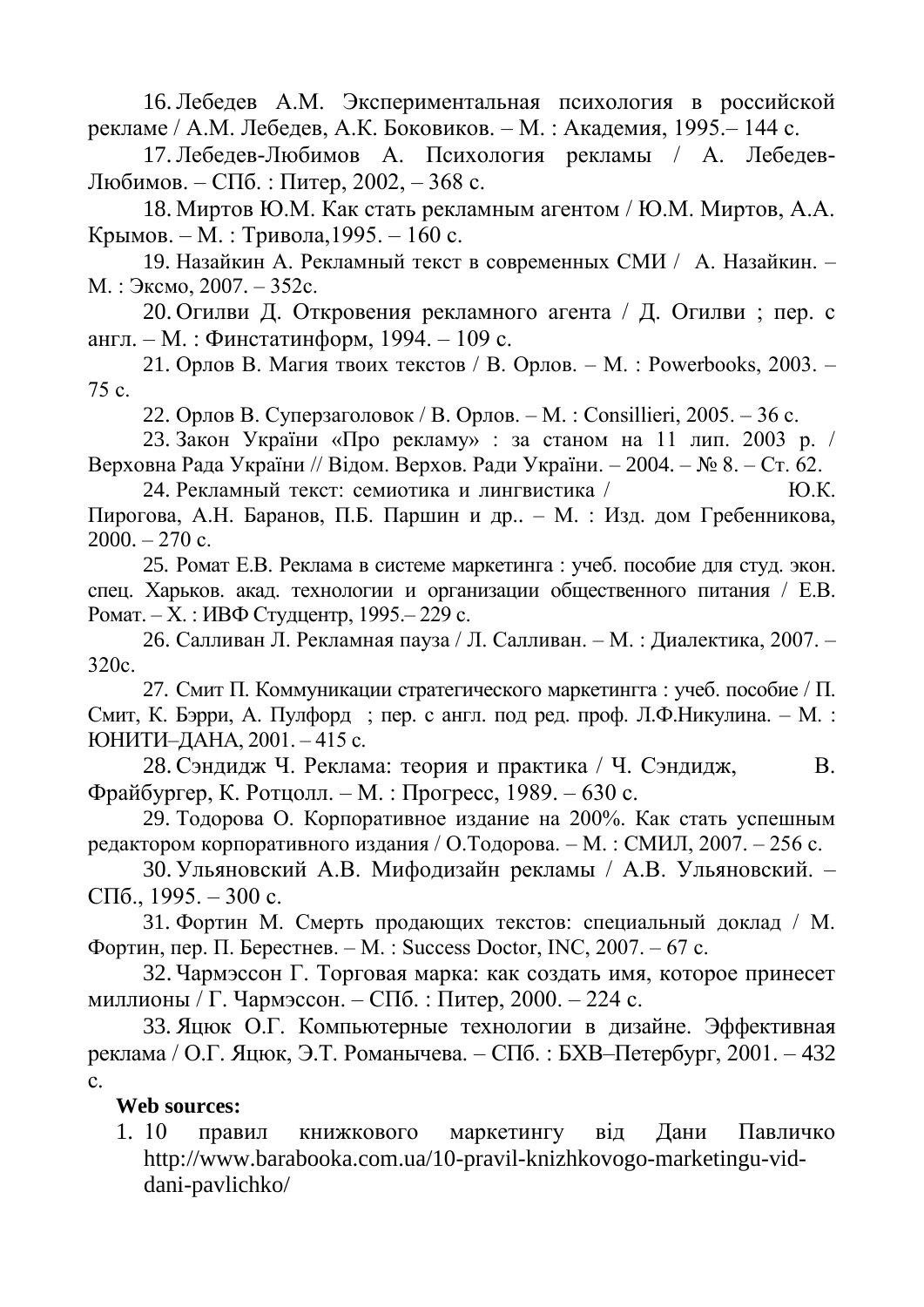16. Лебедев А.М. Экспериментальная психология в российской рекламе / А.М. Лебедев, А.К. Боковиков. – М. : Академия, 1995.– 144 с.
17. Лебедев-Любимов А. Психология рекламы / А. Лебедев-Любимов. – СПб. : Питер, 2002, – 368 с.
18. Миртов Ю.М. Как стать рекламным агентом / Ю.М. Миртов, А.А. Крымов. – М. : Тривола,1995. – 160 с.
19. Назайкин А. Рекламный текст в современных СМИ / А. Назайкин. – М. : Эксмо, 2007. – 352с.
20. Огилви Д. Откровения рекламного агента / Д. Огилви ; пер. с англ. – М. : Финстатинформ, 1994. – 109 с.
21. Орлов В. Магия твоих текстов / В. Орлов. – М. : Powerbooks, 2003. – 75 с.
22. Орлов В. Суперзаголовок / В. Орлов. – М. : Consillieri, 2005. – 36 с.
23. Закон України «Про рекламу» : за станом на 11 лип. 2003 р. / Верховна Рада України // Відом. Верхов. Ради України. – 2004. – № 8. – Ст. 62.
24. Рекламный текст: семиотика и лингвистика / Ю.К. Пирогова, А.Н. Баранов, П.Б. Паршин и др.. – М. : Изд. дом Гребенникова, 2000. – 270 с.
25. Ромат Е.В. Реклама в системе маркетинга : учеб. пособие для студ. экон. спец. Харьков. акад. технологии и организации общественного питания / Е.В. Ромат. – Х. : ИВФ Студцентр, 1995.– 229 с.
26. Салливан Л. Рекламная пауза / Л. Салливан. – М. : Диалектика, 2007. – 320с.
27. Смит П. Коммуникации стратегического маркетингга : учеб. пособие / П. Смит, К. Бэрри, А. Пулфорд ; пер. с англ. под ред. проф. Л.Ф.Никулина. – М. : ЮНИТИ–ДАНА, 2001. – 415 с.
28. Сэндидж Ч. Реклама: теория и практика / Ч. Сэндидж, В. Фрайбургер, К. Ротцолл. – М. : Прогресс, 1989. – 630 с.
29. Тодорова О. Корпоративное издание на 200%. Как стать успешным редактором корпоративного издания / О.Тодорова. – М. : СМИЛ, 2007. – 256 с.
30. Ульяновский А.В. Мифодизайн рекламы / А.В. Ульяновский. – СПб., 1995. – 300 с.
31. Фортин М. Смерть продающих текстов: специальный доклад / М. Фортин, пер. П. Берестнев. – М. : Success Doctor, INC, 2007. – 67 с.
32. Чармэссон Г. Торговая марка: как создать имя, которое принесет миллионы / Г. Чармэссон. – СПб. : Питер, 2000. – 224 с.
33. Яцюк О.Г. Компьютерные технологии в дизайне. Эффективная реклама / О.Г. Яцюк, Э.Т. Романычева. – СПб. : БХВ–Петербург, 2001. – 432 с.

**Web sources:**

1. 10 правил книжкового маркетингу від Дани Павличко http://www.barabooka.com.ua/10-pravil-knizhkovogo-marketingu-vid-dani-pavlichko/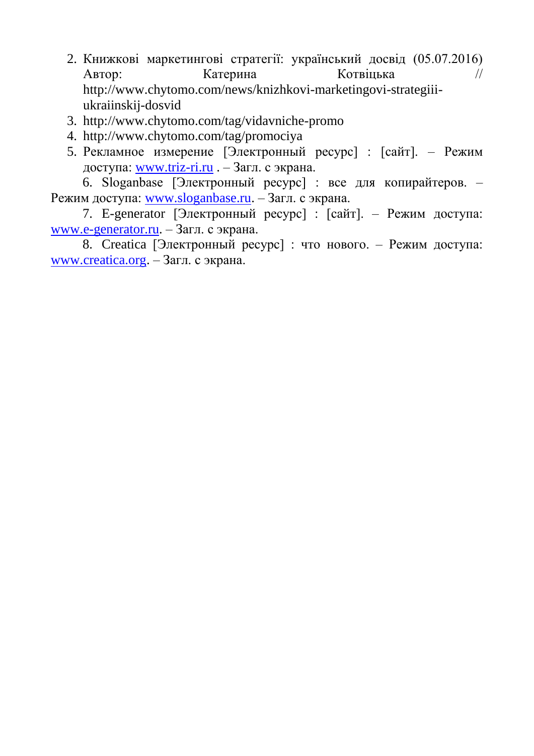2. Книжкові маркетингові стратегії: український досвід (05.07.2016) Автор: Катерина Котвіцька // http://www.chytomo.com/news/knizhkovi-marketingovi-strategiii-ukraiinskij-dosvid
3. http://www.chytomo.com/tag/vidavniche-promo
4. http://www.chytomo.com/tag/promociya
5. Рекламное измерение [Электронный ресурс] : [сайт]. – Режим доступа: www.triz-ri.ru . – Загл. с экрана.

6. Sloganbase [Электронный ресурс] : все для копирайтеров. – Режим доступа: www.sloganbase.ru. – Загл. с экрана.

7. E-generator [Электронный ресурс] : [сайт]. – Режим доступа: www.e-generator.ru. – Загл. с экрана.

8. Creatica [Электронный ресурс] : что нового. – Режим доступа: www.creatica.org. – Загл. с экрана.